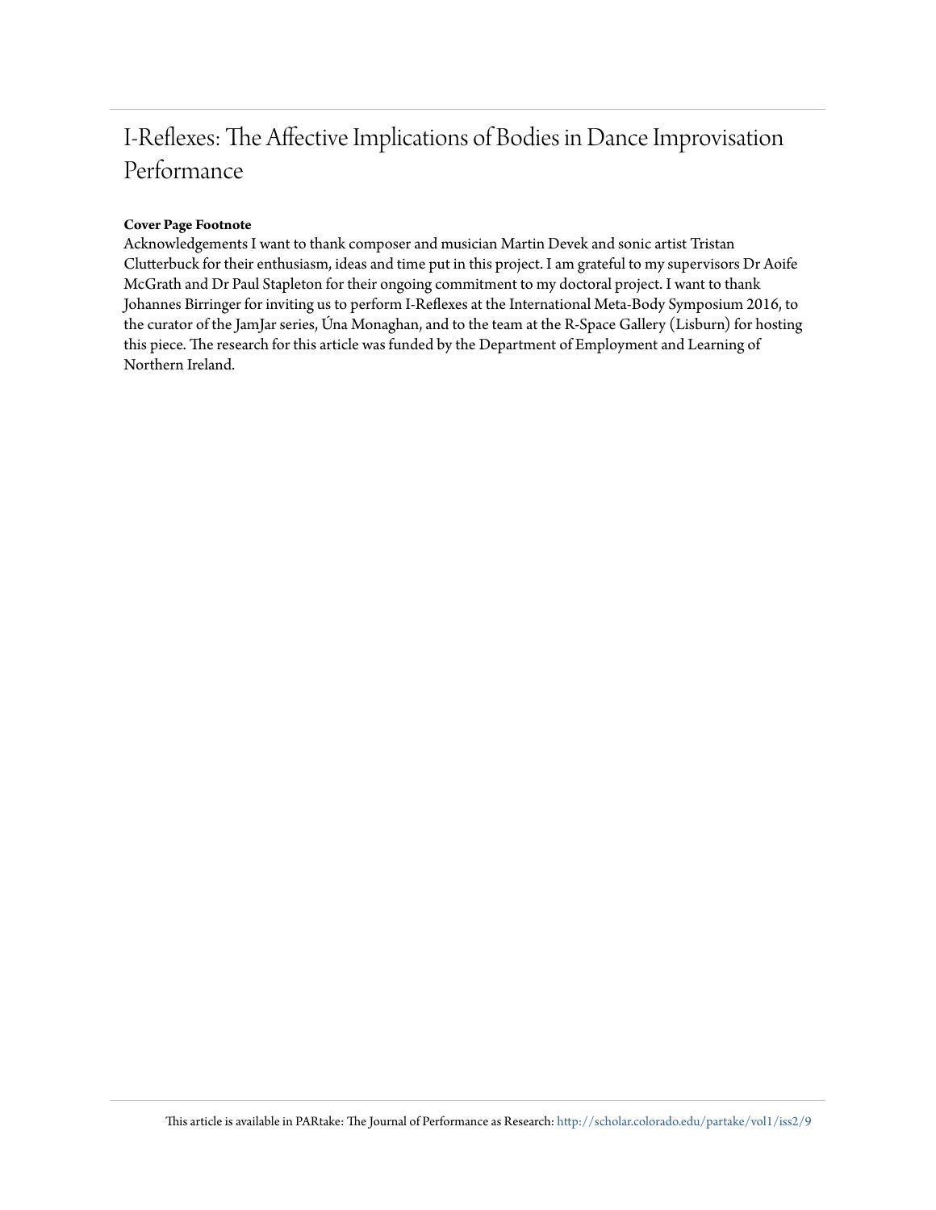# I-Reflexes: The Affective Implications of Bodies in Dance Improvisation Performance

**Cover Page Footnote**

Acknowledgements I want to thank composer and musician Martin Devek and sonic artist Tristan Clutterbuck for their enthusiasm, ideas and time put in this project. I am grateful to my supervisors Dr Aoife McGrath and Dr Paul Stapleton for their ongoing commitment to my doctoral project. I want to thank Johannes Birringer for inviting us to perform I-Reflexes at the International Meta-Body Symposium 2016, to the curator of the JamJar series, Úna Monaghan, and to the team at the R-Space Gallery (Lisburn) for hosting this piece. The research for this article was funded by the Department of Employment and Learning of Northern Ireland.

This article is available in PARtake: The Journal of Performance as Research: http://scholar.colorado.edu/partake/vol1/iss2/9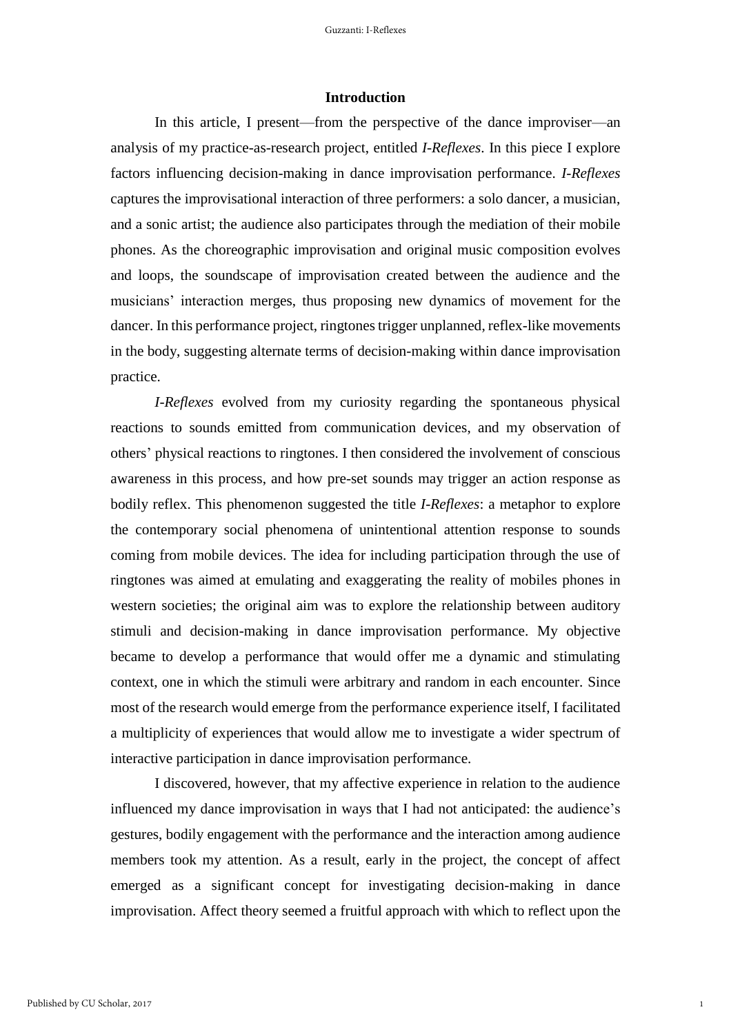## Introduction

In this article, I present—from the perspective of the dance improviser—an analysis of my practice-as-research project, entitled *I-Reflexes*. In this piece I explore factors influencing decision-making in dance improvisation performance. *I-Reflexes* captures the improvisational interaction of three performers: a solo dancer, a musician, and a sonic artist; the audience also participates through the mediation of their mobile phones. As the choreographic improvisation and original music composition evolves and loops, the soundscape of improvisation created between the audience and the musicians' interaction merges, thus proposing new dynamics of movement for the dancer. In this performance project, ringtones trigger unplanned, reflex-like movements in the body, suggesting alternate terms of decision-making within dance improvisation practice.

*I-Reflexes* evolved from my curiosity regarding the spontaneous physical reactions to sounds emitted from communication devices, and my observation of others' physical reactions to ringtones. I then considered the involvement of conscious awareness in this process, and how pre-set sounds may trigger an action response as bodily reflex. This phenomenon suggested the title *I-Reflexes*: a metaphor to explore the contemporary social phenomena of unintentional attention response to sounds coming from mobile devices. The idea for including participation through the use of ringtones was aimed at emulating and exaggerating the reality of mobiles phones in western societies; the original aim was to explore the relationship between auditory stimuli and decision-making in dance improvisation performance. My objective became to develop a performance that would offer me a dynamic and stimulating context, one in which the stimuli were arbitrary and random in each encounter. Since most of the research would emerge from the performance experience itself, I facilitated a multiplicity of experiences that would allow me to investigate a wider spectrum of interactive participation in dance improvisation performance.

I discovered, however, that my affective experience in relation to the audience influenced my dance improvisation in ways that I had not anticipated: the audience's gestures, bodily engagement with the performance and the interaction among audience members took my attention. As a result, early in the project, the concept of affect emerged as a significant concept for investigating decision-making in dance improvisation. Affect theory seemed a fruitful approach with which to reflect upon the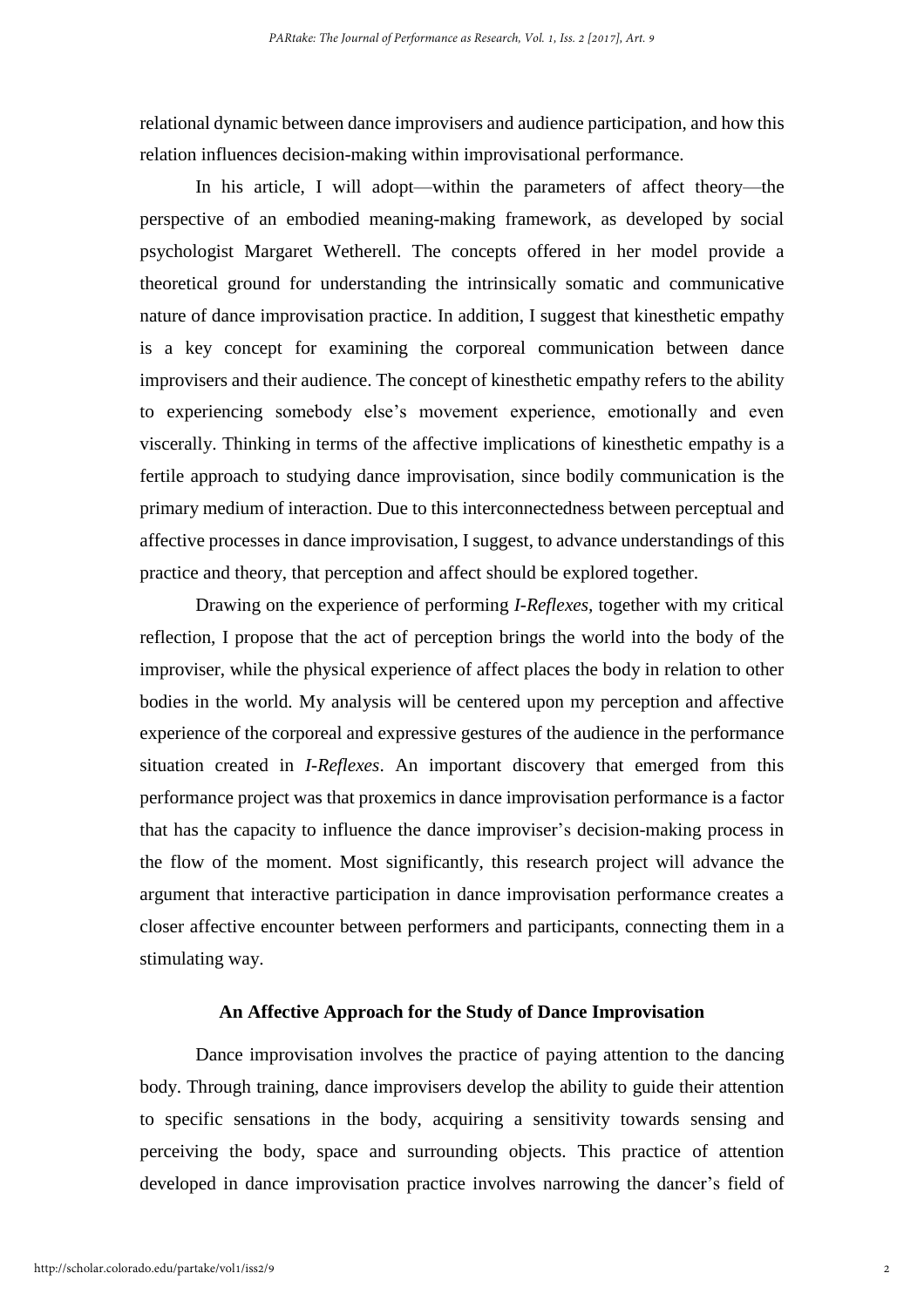relational dynamic between dance improvisers and audience participation, and how this relation influences decision-making within improvisational performance.

In his article, I will adopt—within the parameters of affect theory—the perspective of an embodied meaning-making framework, as developed by social psychologist Margaret Wetherell. The concepts offered in her model provide a theoretical ground for understanding the intrinsically somatic and communicative nature of dance improvisation practice. In addition, I suggest that kinesthetic empathy is a key concept for examining the corporeal communication between dance improvisers and their audience. The concept of kinesthetic empathy refers to the ability to experiencing somebody else's movement experience, emotionally and even viscerally. Thinking in terms of the affective implications of kinesthetic empathy is a fertile approach to studying dance improvisation, since bodily communication is the primary medium of interaction. Due to this interconnectedness between perceptual and affective processes in dance improvisation, I suggest, to advance understandings of this practice and theory, that perception and affect should be explored together.

Drawing on the experience of performing *I-Reflexes*, together with my critical reflection, I propose that the act of perception brings the world into the body of the improviser, while the physical experience of affect places the body in relation to other bodies in the world. My analysis will be centered upon my perception and affective experience of the corporeal and expressive gestures of the audience in the performance situation created in *I-Reflexes*. An important discovery that emerged from this performance project was that proxemics in dance improvisation performance is a factor that has the capacity to influence the dance improviser's decision-making process in the flow of the moment. Most significantly, this research project will advance the argument that interactive participation in dance improvisation performance creates a closer affective encounter between performers and participants, connecting them in a stimulating way.

## An Affective Approach for the Study of Dance Improvisation

Dance improvisation involves the practice of paying attention to the dancing body. Through training, dance improvisers develop the ability to guide their attention to specific sensations in the body, acquiring a sensitivity towards sensing and perceiving the body, space and surrounding objects. This practice of attention developed in dance improvisation practice involves narrowing the dancer's field of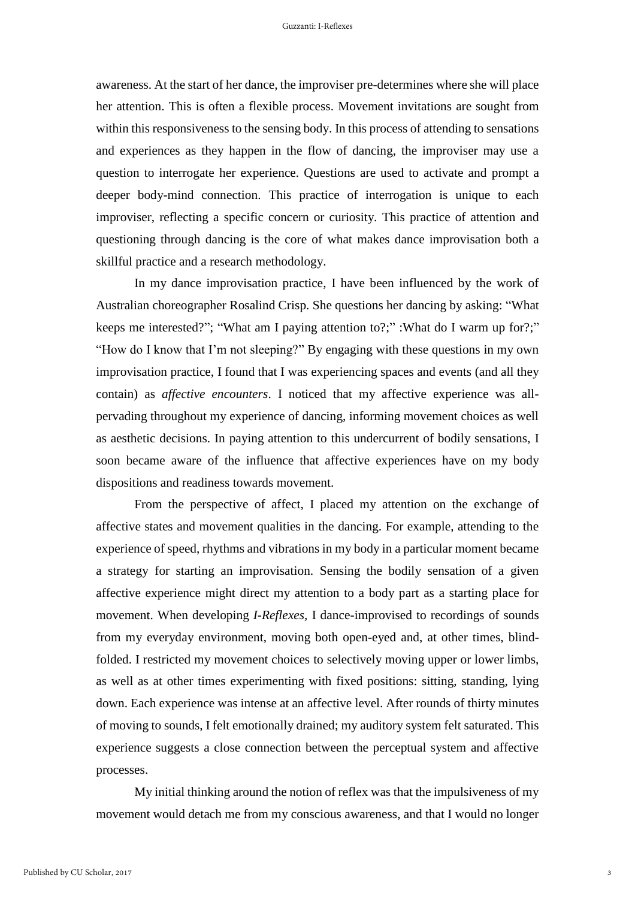awareness. At the start of her dance, the improviser pre-determines where she will place her attention. This is often a flexible process. Movement invitations are sought from within this responsiveness to the sensing body. In this process of attending to sensations and experiences as they happen in the flow of dancing, the improviser may use a question to interrogate her experience. Questions are used to activate and prompt a deeper body-mind connection. This practice of interrogation is unique to each improviser, reflecting a specific concern or curiosity. This practice of attention and questioning through dancing is the core of what makes dance improvisation both a skillful practice and a research methodology.

In my dance improvisation practice, I have been influenced by the work of Australian choreographer Rosalind Crisp. She questions her dancing by asking: "What keeps me interested?"; "What am I paying attention to?;" :What do I warm up for?;" "How do I know that I'm not sleeping?" By engaging with these questions in my own improvisation practice, I found that I was experiencing spaces and events (and all they contain) as *affective encounters*. I noticed that my affective experience was all-pervading throughout my experience of dancing, informing movement choices as well as aesthetic decisions. In paying attention to this undercurrent of bodily sensations, I soon became aware of the influence that affective experiences have on my body dispositions and readiness towards movement.

From the perspective of affect, I placed my attention on the exchange of affective states and movement qualities in the dancing. For example, attending to the experience of speed, rhythms and vibrations in my body in a particular moment became a strategy for starting an improvisation. Sensing the bodily sensation of a given affective experience might direct my attention to a body part as a starting place for movement. When developing *I-Reflexes*, I dance-improvised to recordings of sounds from my everyday environment, moving both open-eyed and, at other times, blind-folded. I restricted my movement choices to selectively moving upper or lower limbs, as well as at other times experimenting with fixed positions: sitting, standing, lying down. Each experience was intense at an affective level. After rounds of thirty minutes of moving to sounds, I felt emotionally drained; my auditory system felt saturated. This experience suggests a close connection between the perceptual system and affective processes.

My initial thinking around the notion of reflex was that the impulsiveness of my movement would detach me from my conscious awareness, and that I would no longer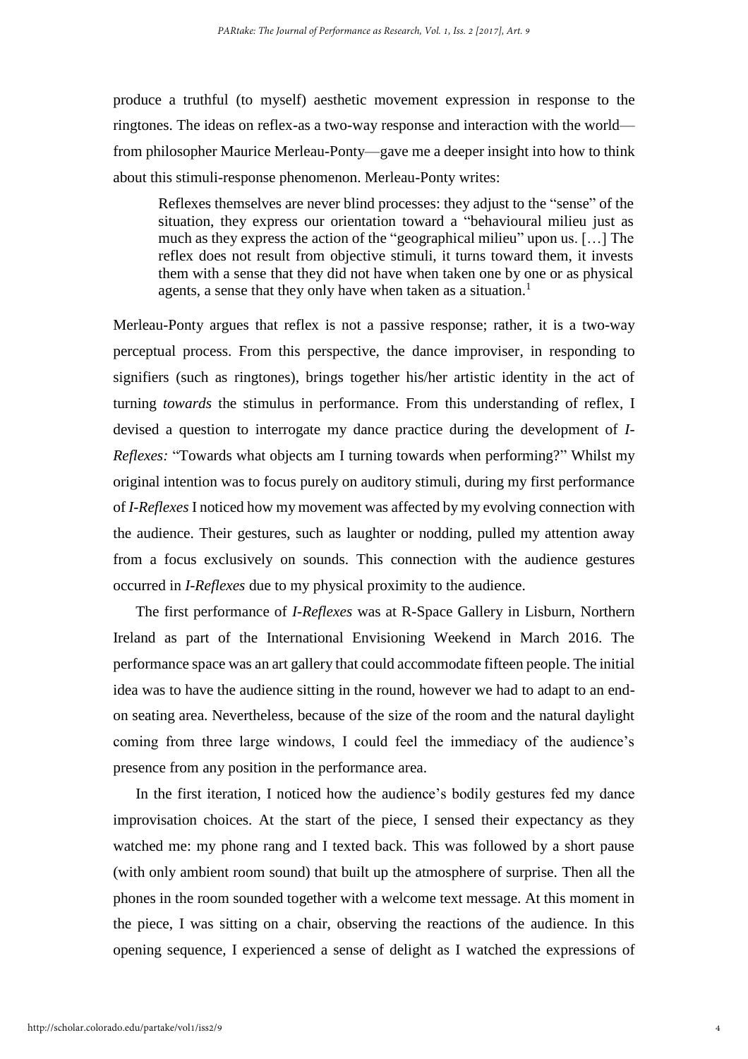produce a truthful (to myself) aesthetic movement expression in response to the ringtones. The ideas on reflex-as a two-way response and interaction with the world—from philosopher Maurice Merleau-Ponty—gave me a deeper insight into how to think about this stimuli-response phenomenon. Merleau-Ponty writes:

> Reflexes themselves are never blind processes: they adjust to the "sense" of the situation, they express our orientation toward a "behavioural milieu just as much as they express the action of the "geographical milieu" upon us. […] The reflex does not result from objective stimuli, it turns toward them, it invests them with a sense that they did not have when taken one by one or as physical agents, a sense that they only have when taken as a situation.[1]

Merleau-Ponty argues that reflex is not a passive response; rather, it is a two-way perceptual process. From this perspective, the dance improviser, in responding to signifiers (such as ringtones), brings together his/her artistic identity in the act of turning *towards* the stimulus in performance. From this understanding of reflex, I devised a question to interrogate my dance practice during the development of *I-Reflexes:* "Towards what objects am I turning towards when performing?" Whilst my original intention was to focus purely on auditory stimuli, during my first performance of *I-Reflexes* I noticed how my movement was affected by my evolving connection with the audience. Their gestures, such as laughter or nodding, pulled my attention away from a focus exclusively on sounds. This connection with the audience gestures occurred in *I-Reflexes* due to my physical proximity to the audience.

The first performance of *I-Reflexes* was at R-Space Gallery in Lisburn, Northern Ireland as part of the International Envisioning Weekend in March 2016. The performance space was an art gallery that could accommodate fifteen people. The initial idea was to have the audience sitting in the round, however we had to adapt to an end-on seating area. Nevertheless, because of the size of the room and the natural daylight coming from three large windows, I could feel the immediacy of the audience's presence from any position in the performance area.

In the first iteration, I noticed how the audience's bodily gestures fed my dance improvisation choices. At the start of the piece, I sensed their expectancy as they watched me: my phone rang and I texted back. This was followed by a short pause (with only ambient room sound) that built up the atmosphere of surprise. Then all the phones in the room sounded together with a welcome text message. At this moment in the piece, I was sitting on a chair, observing the reactions of the audience. In this opening sequence, I experienced a sense of delight as I watched the expressions of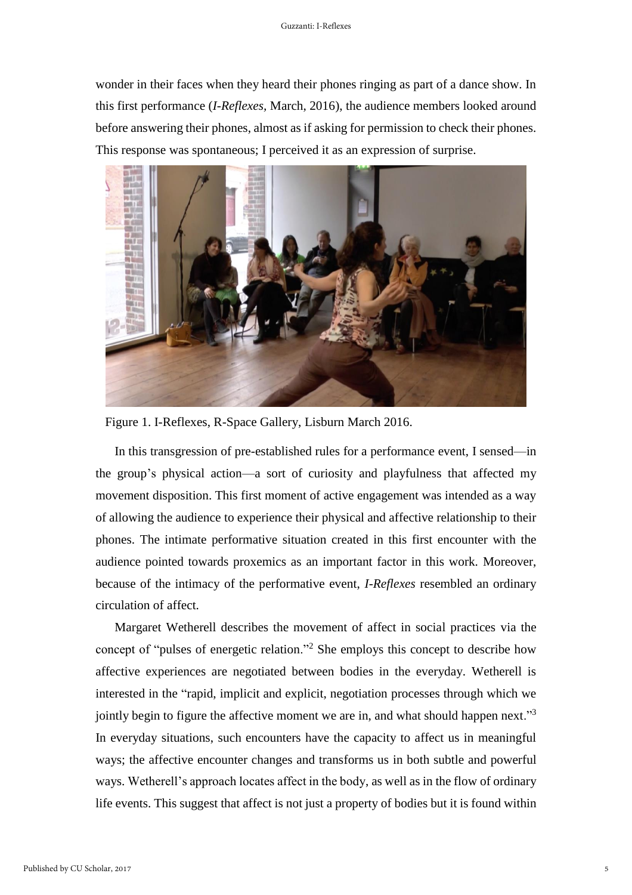wonder in their faces when they heard their phones ringing as part of a dance show. In this first performance (*I-Reflexes*, March, 2016), the audience members looked around before answering their phones, almost as if asking for permission to check their phones. This response was spontaneous; I perceived it as an expression of surprise.

Figure 1. I-Reflexes, R-Space Gallery, Lisburn March 2016.

In this transgression of pre-established rules for a performance event, I sensed—in the group's physical action—a sort of curiosity and playfulness that affected my movement disposition. This first moment of active engagement was intended as a way of allowing the audience to experience their physical and affective relationship to their phones. The intimate performative situation created in this first encounter with the audience pointed towards proxemics as an important factor in this work. Moreover, because of the intimacy of the performative event, *I-Reflexes* resembled an ordinary circulation of affect.

Margaret Wetherell describes the movement of affect in social practices via the concept of "pulses of energetic relation."[2] She employs this concept to describe how affective experiences are negotiated between bodies in the everyday. Wetherell is interested in the "rapid, implicit and explicit, negotiation processes through which we jointly begin to figure the affective moment we are in, and what should happen next."[3] In everyday situations, such encounters have the capacity to affect us in meaningful ways; the affective encounter changes and transforms us in both subtle and powerful ways. Wetherell's approach locates affect in the body, as well as in the flow of ordinary life events. This suggest that affect is not just a property of bodies but it is found within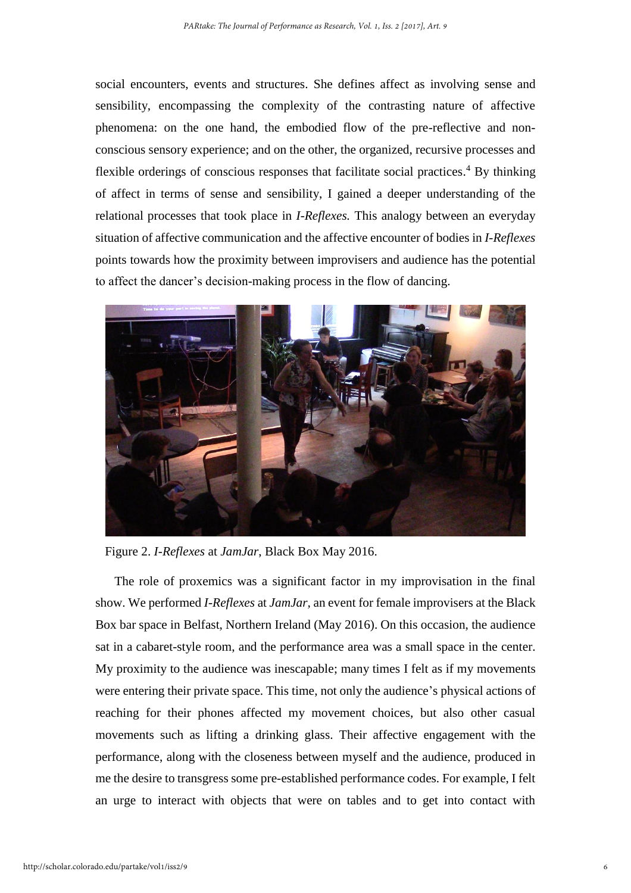social encounters, events and structures. She defines affect as involving sense and sensibility, encompassing the complexity of the contrasting nature of affective phenomena: on the one hand, the embodied flow of the pre-reflective and non-conscious sensory experience; and on the other, the organized, recursive processes and flexible orderings of conscious responses that facilitate social practices.[4] By thinking of affect in terms of sense and sensibility, I gained a deeper understanding of the relational processes that took place in *I-Reflexes.* This analogy between an everyday situation of affective communication and the affective encounter of bodies in *I-Reflexes* points towards how the proximity between improvisers and audience has the potential to affect the dancer's decision-making process in the flow of dancing.

Figure 2. *I-Reflexes* at *JamJar*, Black Box May 2016.

The role of proxemics was a significant factor in my improvisation in the final show. We performed *I-Reflexes* at *JamJar,* an event for female improvisers at the Black Box bar space in Belfast, Northern Ireland (May 2016). On this occasion, the audience sat in a cabaret-style room, and the performance area was a small space in the center. My proximity to the audience was inescapable; many times I felt as if my movements were entering their private space. This time, not only the audience's physical actions of reaching for their phones affected my movement choices, but also other casual movements such as lifting a drinking glass. Their affective engagement with the performance, along with the closeness between myself and the audience, produced in me the desire to transgress some pre-established performance codes. For example, I felt an urge to interact with objects that were on tables and to get into contact with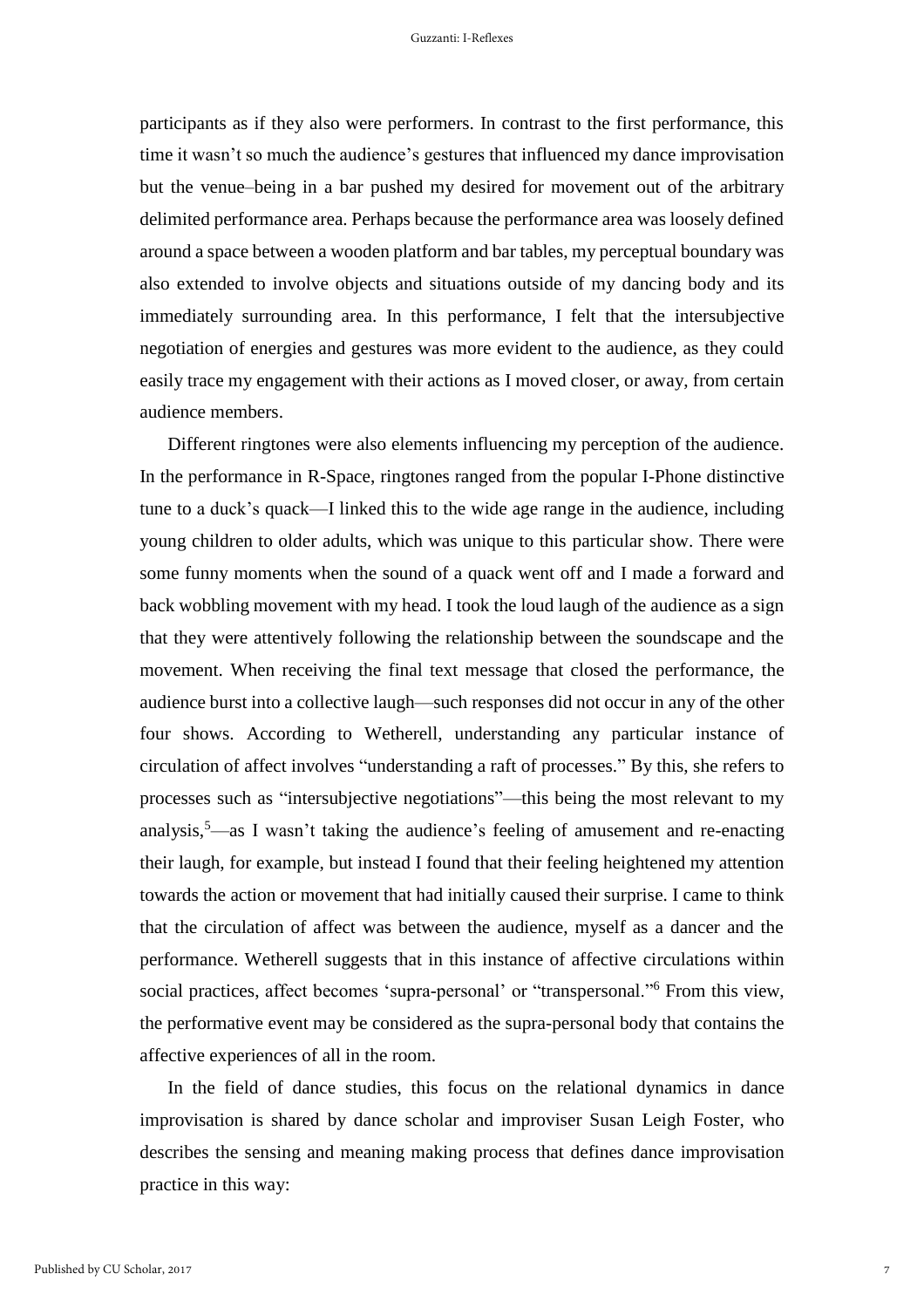participants as if they also were performers. In contrast to the first performance, this time it wasn't so much the audience's gestures that influenced my dance improvisation but the venue–being in a bar pushed my desired for movement out of the arbitrary delimited performance area. Perhaps because the performance area was loosely defined around a space between a wooden platform and bar tables, my perceptual boundary was also extended to involve objects and situations outside of my dancing body and its immediately surrounding area. In this performance, I felt that the intersubjective negotiation of energies and gestures was more evident to the audience, as they could easily trace my engagement with their actions as I moved closer, or away, from certain audience members.

Different ringtones were also elements influencing my perception of the audience. In the performance in R-Space, ringtones ranged from the popular I-Phone distinctive tune to a duck's quack—I linked this to the wide age range in the audience, including young children to older adults, which was unique to this particular show. There were some funny moments when the sound of a quack went off and I made a forward and back wobbling movement with my head. I took the loud laugh of the audience as a sign that they were attentively following the relationship between the soundscape and the movement. When receiving the final text message that closed the performance, the audience burst into a collective laugh—such responses did not occur in any of the other four shows. According to Wetherell, understanding any particular instance of circulation of affect involves "understanding a raft of processes." By this, she refers to processes such as "intersubjective negotiations"—this being the most relevant to my analysis,[5]—as I wasn't taking the audience's feeling of amusement and re-enacting their laugh, for example, but instead I found that their feeling heightened my attention towards the action or movement that had initially caused their surprise. I came to think that the circulation of affect was between the audience, myself as a dancer and the performance. Wetherell suggests that in this instance of affective circulations within social practices, affect becomes 'supra-personal' or "transpersonal."[6] From this view, the performative event may be considered as the supra-personal body that contains the affective experiences of all in the room.

In the field of dance studies, this focus on the relational dynamics in dance improvisation is shared by dance scholar and improviser Susan Leigh Foster, who describes the sensing and meaning making process that defines dance improvisation practice in this way: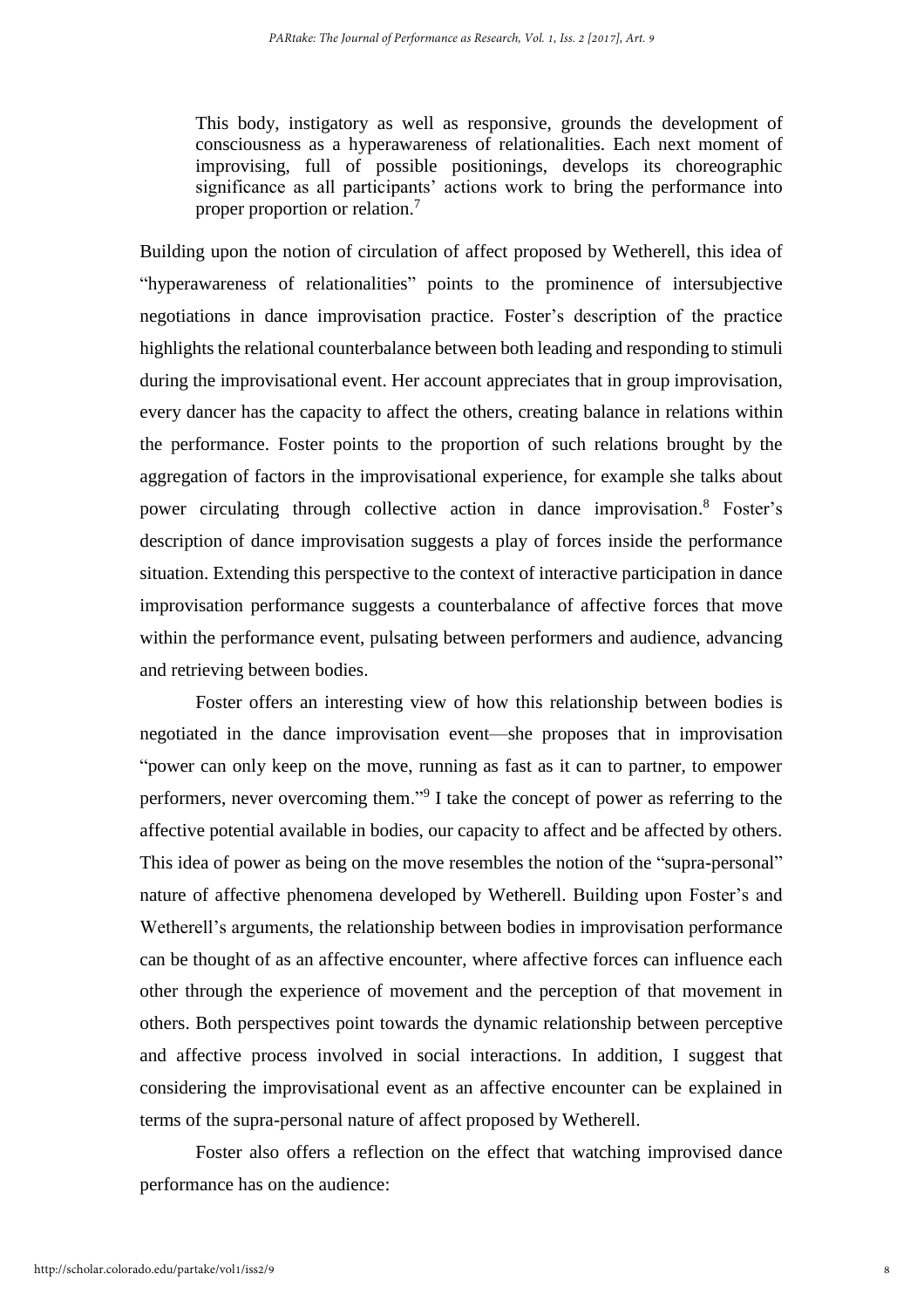> This body, instigatory as well as responsive, grounds the development of consciousness as a hyperawareness of relationalities. Each next moment of improvising, full of possible positionings, develops its choreographic significance as all participants' actions work to bring the performance into proper proportion or relation.[7]

Building upon the notion of circulation of affect proposed by Wetherell, this idea of "hyperawareness of relationalities" points to the prominence of intersubjective negotiations in dance improvisation practice. Foster's description of the practice highlights the relational counterbalance between both leading and responding to stimuli during the improvisational event. Her account appreciates that in group improvisation, every dancer has the capacity to affect the others, creating balance in relations within the performance. Foster points to the proportion of such relations brought by the aggregation of factors in the improvisational experience, for example she talks about power circulating through collective action in dance improvisation.[8] Foster's description of dance improvisation suggests a play of forces inside the performance situation. Extending this perspective to the context of interactive participation in dance improvisation performance suggests a counterbalance of affective forces that move within the performance event, pulsating between performers and audience, advancing and retrieving between bodies.

Foster offers an interesting view of how this relationship between bodies is negotiated in the dance improvisation event—she proposes that in improvisation "power can only keep on the move, running as fast as it can to partner, to empower performers, never overcoming them."[9] I take the concept of power as referring to the affective potential available in bodies, our capacity to affect and be affected by others. This idea of power as being on the move resembles the notion of the "supra-personal" nature of affective phenomena developed by Wetherell. Building upon Foster's and Wetherell's arguments, the relationship between bodies in improvisation performance can be thought of as an affective encounter, where affective forces can influence each other through the experience of movement and the perception of that movement in others. Both perspectives point towards the dynamic relationship between perceptive and affective process involved in social interactions. In addition, I suggest that considering the improvisational event as an affective encounter can be explained in terms of the supra-personal nature of affect proposed by Wetherell.

Foster also offers a reflection on the effect that watching improvised dance performance has on the audience: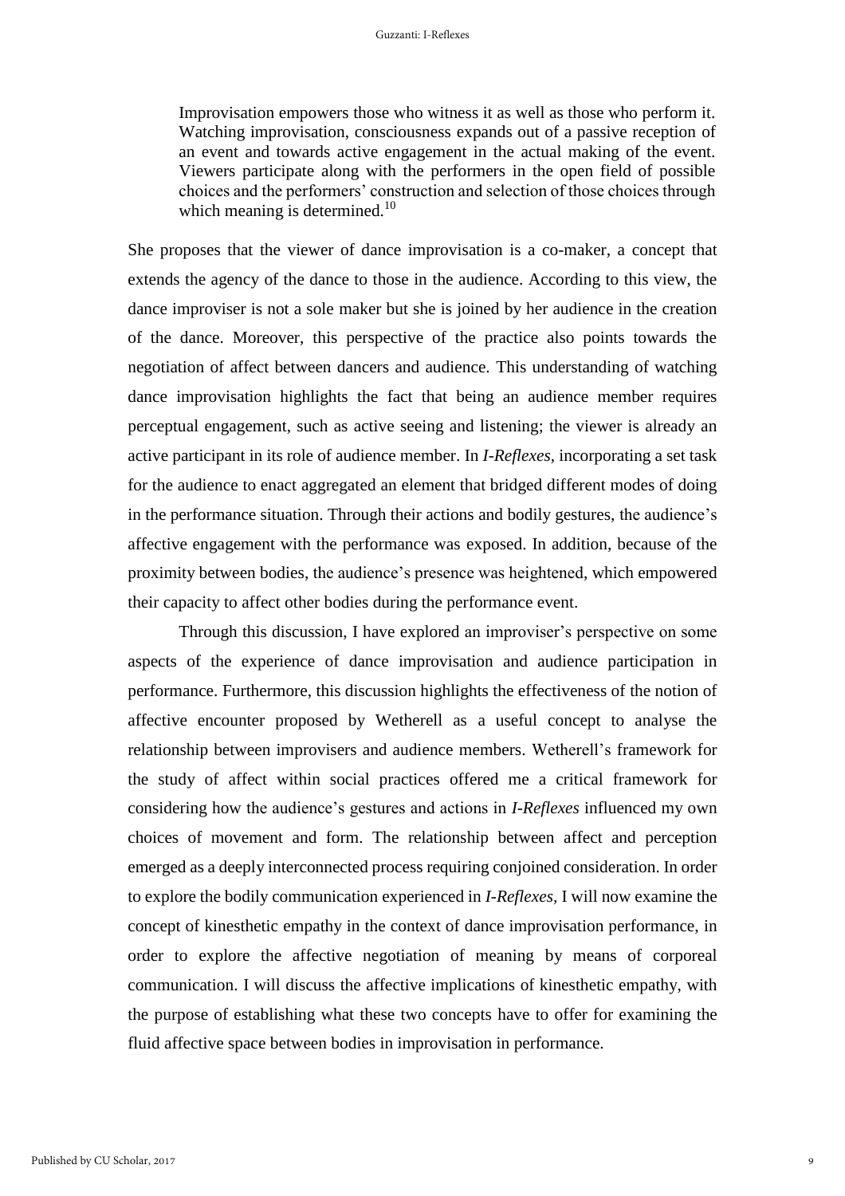> Improvisation empowers those who witness it as well as those who perform it. Watching improvisation, consciousness expands out of a passive reception of an event and towards active engagement in the actual making of the event. Viewers participate along with the performers in the open field of possible choices and the performers' construction and selection of those choices through which meaning is determined.[10]

She proposes that the viewer of dance improvisation is a co-maker, a concept that extends the agency of the dance to those in the audience. According to this view, the dance improviser is not a sole maker but she is joined by her audience in the creation of the dance. Moreover, this perspective of the practice also points towards the negotiation of affect between dancers and audience. This understanding of watching dance improvisation highlights the fact that being an audience member requires perceptual engagement, such as active seeing and listening; the viewer is already an active participant in its role of audience member. In *I-Reflexes,* incorporating a set task for the audience to enact aggregated an element that bridged different modes of doing in the performance situation. Through their actions and bodily gestures, the audience's affective engagement with the performance was exposed. In addition, because of the proximity between bodies, the audience's presence was heightened, which empowered their capacity to affect other bodies during the performance event.

Through this discussion, I have explored an improviser's perspective on some aspects of the experience of dance improvisation and audience participation in performance. Furthermore, this discussion highlights the effectiveness of the notion of affective encounter proposed by Wetherell as a useful concept to analyse the relationship between improvisers and audience members. Wetherell's framework for the study of affect within social practices offered me a critical framework for considering how the audience's gestures and actions in *I-Reflexes* influenced my own choices of movement and form. The relationship between affect and perception emerged as a deeply interconnected process requiring conjoined consideration. In order to explore the bodily communication experienced in *I-Reflexes,* I will now examine the concept of kinesthetic empathy in the context of dance improvisation performance, in order to explore the affective negotiation of meaning by means of corporeal communication. I will discuss the affective implications of kinesthetic empathy, with the purpose of establishing what these two concepts have to offer for examining the fluid affective space between bodies in improvisation in performance.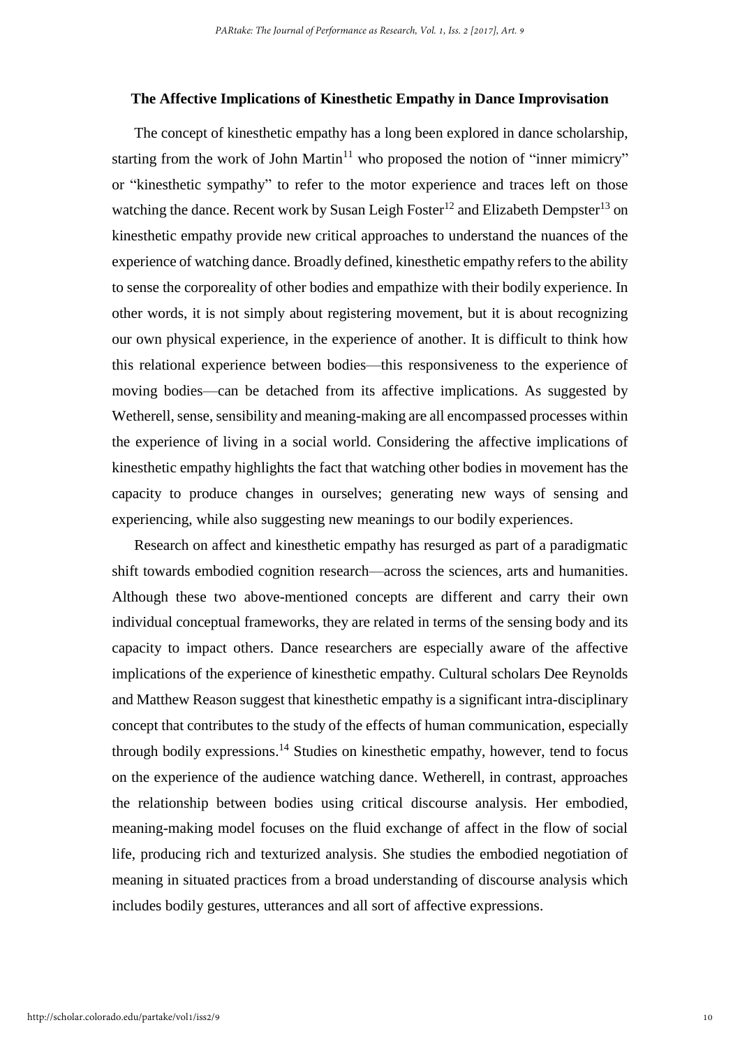### The Affective Implications of Kinesthetic Empathy in Dance Improvisation

The concept of kinesthetic empathy has a long been explored in dance scholarship, starting from the work of John Martin[11] who proposed the notion of "inner mimicry" or "kinesthetic sympathy" to refer to the motor experience and traces left on those watching the dance. Recent work by Susan Leigh Foster[12] and Elizabeth Dempster[13] on kinesthetic empathy provide new critical approaches to understand the nuances of the experience of watching dance. Broadly defined, kinesthetic empathy refers to the ability to sense the corporeality of other bodies and empathize with their bodily experience. In other words, it is not simply about registering movement, but it is about recognizing our own physical experience, in the experience of another. It is difficult to think how this relational experience between bodies—this responsiveness to the experience of moving bodies—can be detached from its affective implications. As suggested by Wetherell, sense, sensibility and meaning-making are all encompassed processes within the experience of living in a social world. Considering the affective implications of kinesthetic empathy highlights the fact that watching other bodies in movement has the capacity to produce changes in ourselves; generating new ways of sensing and experiencing, while also suggesting new meanings to our bodily experiences.

Research on affect and kinesthetic empathy has resurged as part of a paradigmatic shift towards embodied cognition research—across the sciences, arts and humanities. Although these two above-mentioned concepts are different and carry their own individual conceptual frameworks, they are related in terms of the sensing body and its capacity to impact others. Dance researchers are especially aware of the affective implications of the experience of kinesthetic empathy. Cultural scholars Dee Reynolds and Matthew Reason suggest that kinesthetic empathy is a significant intra-disciplinary concept that contributes to the study of the effects of human communication, especially through bodily expressions.[14] Studies on kinesthetic empathy, however, tend to focus on the experience of the audience watching dance. Wetherell, in contrast, approaches the relationship between bodies using critical discourse analysis. Her embodied, meaning-making model focuses on the fluid exchange of affect in the flow of social life, producing rich and texturized analysis. She studies the embodied negotiation of meaning in situated practices from a broad understanding of discourse analysis which includes bodily gestures, utterances and all sort of affective expressions.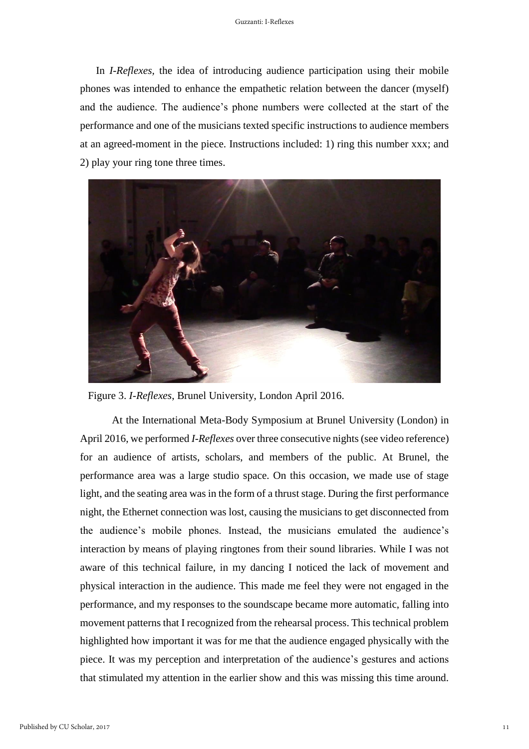In *I-Reflexes,* the idea of introducing audience participation using their mobile phones was intended to enhance the empathetic relation between the dancer (myself) and the audience. The audience's phone numbers were collected at the start of the performance and one of the musicians texted specific instructions to audience members at an agreed-moment in the piece. Instructions included: 1) ring this number xxx; and 2) play your ring tone three times.

Figure 3. *I-Reflexes*, Brunel University, London April 2016.

At the International Meta-Body Symposium at Brunel University (London) in April 2016, we performed *I-Reflexes* over three consecutive nights (see video reference) for an audience of artists, scholars, and members of the public. At Brunel, the performance area was a large studio space. On this occasion, we made use of stage light, and the seating area was in the form of a thrust stage. During the first performance night, the Ethernet connection was lost, causing the musicians to get disconnected from the audience's mobile phones. Instead, the musicians emulated the audience's interaction by means of playing ringtones from their sound libraries. While I was not aware of this technical failure, in my dancing I noticed the lack of movement and physical interaction in the audience. This made me feel they were not engaged in the performance, and my responses to the soundscape became more automatic, falling into movement patterns that I recognized from the rehearsal process. This technical problem highlighted how important it was for me that the audience engaged physically with the piece. It was my perception and interpretation of the audience's gestures and actions that stimulated my attention in the earlier show and this was missing this time around.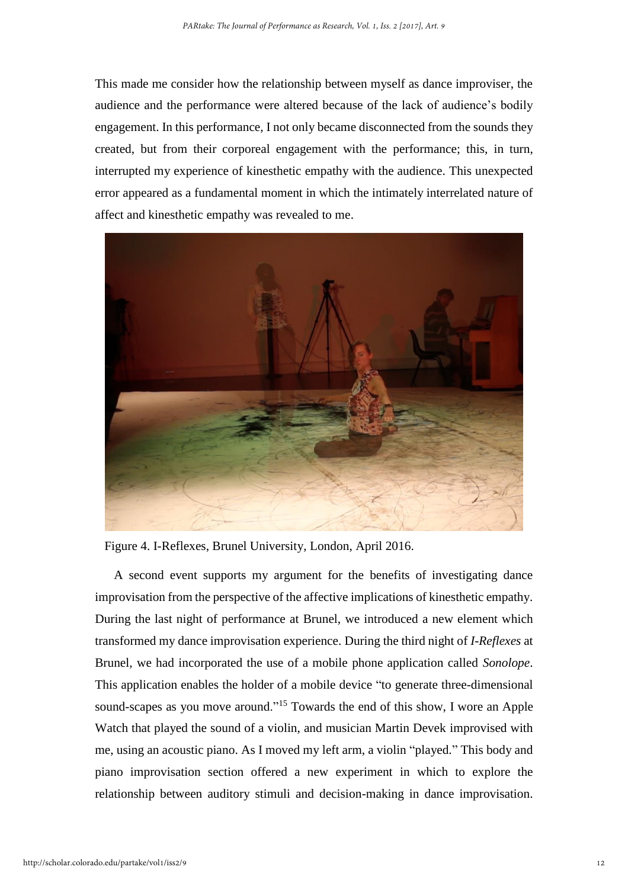This made me consider how the relationship between myself as dance improviser, the audience and the performance were altered because of the lack of audience's bodily engagement. In this performance, I not only became disconnected from the sounds they created, but from their corporeal engagement with the performance; this, in turn, interrupted my experience of kinesthetic empathy with the audience. This unexpected error appeared as a fundamental moment in which the intimately interrelated nature of affect and kinesthetic empathy was revealed to me.

Figure 4. I-Reflexes, Brunel University, London, April 2016.

A second event supports my argument for the benefits of investigating dance improvisation from the perspective of the affective implications of kinesthetic empathy. During the last night of performance at Brunel, we introduced a new element which transformed my dance improvisation experience. During the third night of *I-Reflexes* at Brunel, we had incorporated the use of a mobile phone application called *Sonolope*. This application enables the holder of a mobile device "to generate three-dimensional sound-scapes as you move around."[15] Towards the end of this show, I wore an Apple Watch that played the sound of a violin, and musician Martin Devek improvised with me, using an acoustic piano. As I moved my left arm, a violin "played." This body and piano improvisation section offered a new experiment in which to explore the relationship between auditory stimuli and decision-making in dance improvisation.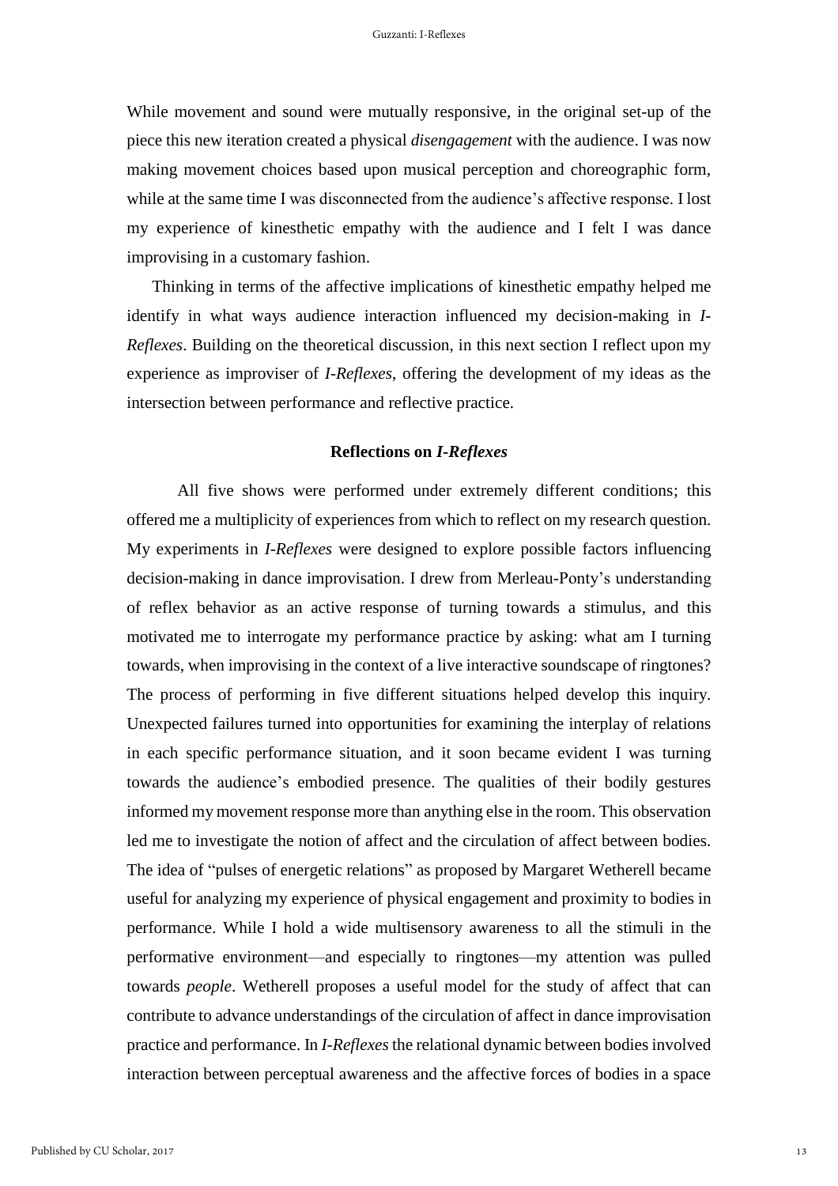While movement and sound were mutually responsive, in the original set-up of the piece this new iteration created a physical *disengagement* with the audience. I was now making movement choices based upon musical perception and choreographic form, while at the same time I was disconnected from the audience's affective response. I lost my experience of kinesthetic empathy with the audience and I felt I was dance improvising in a customary fashion.

Thinking in terms of the affective implications of kinesthetic empathy helped me identify in what ways audience interaction influenced my decision-making in *I-Reflexes*. Building on the theoretical discussion, in this next section I reflect upon my experience as improviser of *I-Reflexes*, offering the development of my ideas as the intersection between performance and reflective practice.

## Reflections on *I-Reflexes*

All five shows were performed under extremely different conditions; this offered me a multiplicity of experiences from which to reflect on my research question. My experiments in *I-Reflexes* were designed to explore possible factors influencing decision-making in dance improvisation. I drew from Merleau-Ponty's understanding of reflex behavior as an active response of turning towards a stimulus, and this motivated me to interrogate my performance practice by asking: what am I turning towards, when improvising in the context of a live interactive soundscape of ringtones? The process of performing in five different situations helped develop this inquiry. Unexpected failures turned into opportunities for examining the interplay of relations in each specific performance situation, and it soon became evident I was turning towards the audience's embodied presence. The qualities of their bodily gestures informed my movement response more than anything else in the room. This observation led me to investigate the notion of affect and the circulation of affect between bodies. The idea of "pulses of energetic relations" as proposed by Margaret Wetherell became useful for analyzing my experience of physical engagement and proximity to bodies in performance. While I hold a wide multisensory awareness to all the stimuli in the performative environment—and especially to ringtones—my attention was pulled towards *people*. Wetherell proposes a useful model for the study of affect that can contribute to advance understandings of the circulation of affect in dance improvisation practice and performance. In *I-Reflexes* the relational dynamic between bodies involved interaction between perceptual awareness and the affective forces of bodies in a space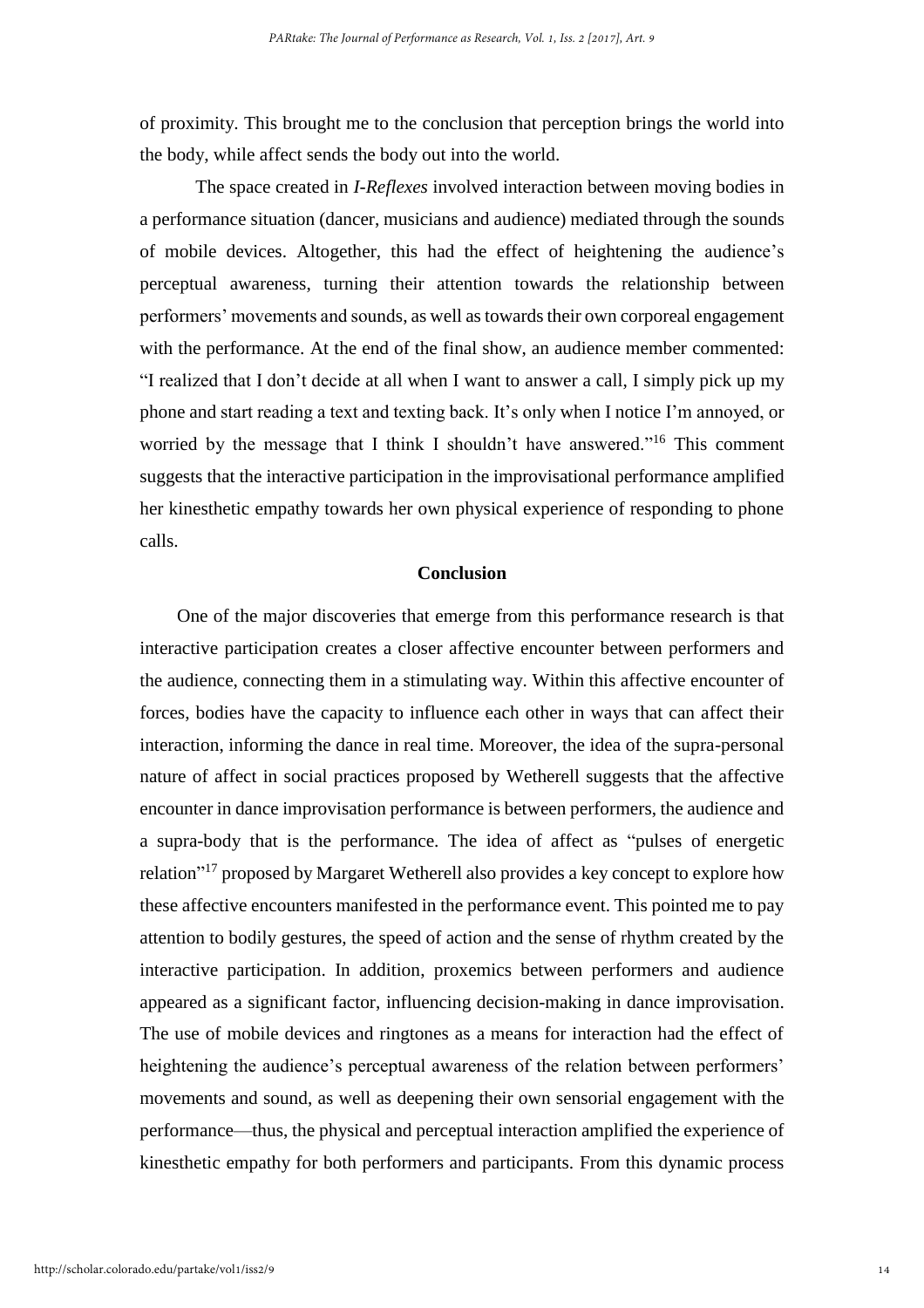of proximity. This brought me to the conclusion that perception brings the world into the body, while affect sends the body out into the world.

The space created in *I-Reflexes* involved interaction between moving bodies in a performance situation (dancer, musicians and audience) mediated through the sounds of mobile devices. Altogether, this had the effect of heightening the audience's perceptual awareness, turning their attention towards the relationship between performers' movements and sounds, as well as towards their own corporeal engagement with the performance. At the end of the final show, an audience member commented: "I realized that I don't decide at all when I want to answer a call, I simply pick up my phone and start reading a text and texting back. It's only when I notice I'm annoyed, or worried by the message that I think I shouldn't have answered."[16] This comment suggests that the interactive participation in the improvisational performance amplified her kinesthetic empathy towards her own physical experience of responding to phone calls.

## Conclusion

One of the major discoveries that emerge from this performance research is that interactive participation creates a closer affective encounter between performers and the audience, connecting them in a stimulating way. Within this affective encounter of forces, bodies have the capacity to influence each other in ways that can affect their interaction, informing the dance in real time. Moreover, the idea of the supra-personal nature of affect in social practices proposed by Wetherell suggests that the affective encounter in dance improvisation performance is between performers, the audience and a supra-body that is the performance. The idea of affect as "pulses of energetic relation"[17] proposed by Margaret Wetherell also provides a key concept to explore how these affective encounters manifested in the performance event. This pointed me to pay attention to bodily gestures, the speed of action and the sense of rhythm created by the interactive participation. In addition, proxemics between performers and audience appeared as a significant factor, influencing decision-making in dance improvisation. The use of mobile devices and ringtones as a means for interaction had the effect of heightening the audience's perceptual awareness of the relation between performers' movements and sound, as well as deepening their own sensorial engagement with the performance—thus, the physical and perceptual interaction amplified the experience of kinesthetic empathy for both performers and participants. From this dynamic process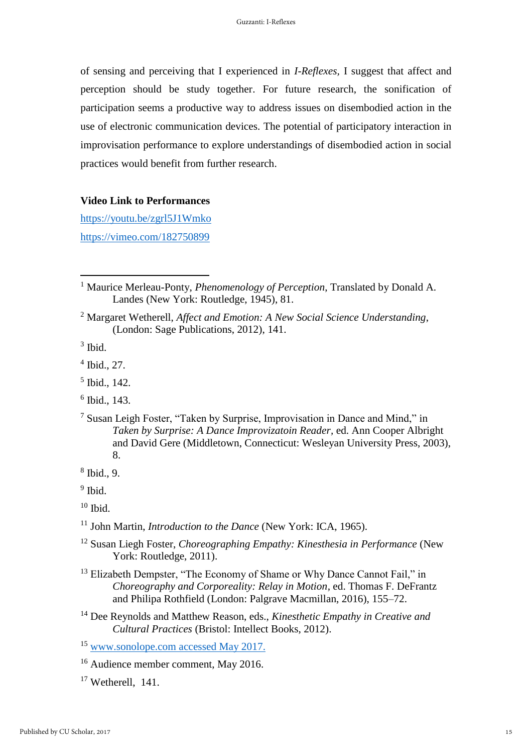of sensing and perceiving that I experienced in *I-Reflexes*, I suggest that affect and perception should be study together. For future research, the sonification of participation seems a productive way to address issues on disembodied action in the use of electronic communication devices. The potential of participatory interaction in improvisation performance to explore understandings of disembodied action in social practices would benefit from further research.

**Video Link to Performances**

https://youtu.be/zgrl5J1Wmko

https://vimeo.com/182750899

---

[1] Maurice Merleau-Ponty, *Phenomenology of Perception*, Translated by Donald A. Landes (New York: Routledge, 1945), 81.

[2] Margaret Wetherell, *Affect and Emotion: A New Social Science Understanding*, (London: Sage Publications, 2012), 141.

[3] Ibid.

[4] Ibid., 27.

[5] Ibid., 142.

[6] Ibid., 143.

[7] Susan Leigh Foster, "Taken by Surprise, Improvisation in Dance and Mind," in *Taken by Surprise: A Dance Improvizatoin Reader*, ed. Ann Cooper Albright and David Gere (Middletown, Connecticut: Wesleyan University Press, 2003), 8.

[8] Ibid., 9.

[9] Ibid.

[10] Ibid.

[11] John Martin, *Introduction to the Dance* (New York: ICA, 1965).

[12] Susan Liegh Foster, *Choreographing Empathy: Kinesthesia in Performance* (New York: Routledge, 2011).

[13] Elizabeth Dempster, "The Economy of Shame or Why Dance Cannot Fail," in *Choreography and Corporeality: Relay in Motion*, ed. Thomas F. DeFrantz and Philipa Rothfield (London: Palgrave Macmillan, 2016), 155–72.

[14] Dee Reynolds and Matthew Reason, eds., *Kinesthetic Empathy in Creative and Cultural Practices* (Bristol: Intellect Books, 2012).

[15] www.sonolope.com accessed May 2017.

[16] Audience member comment, May 2016.

[17] Wetherell, 141.